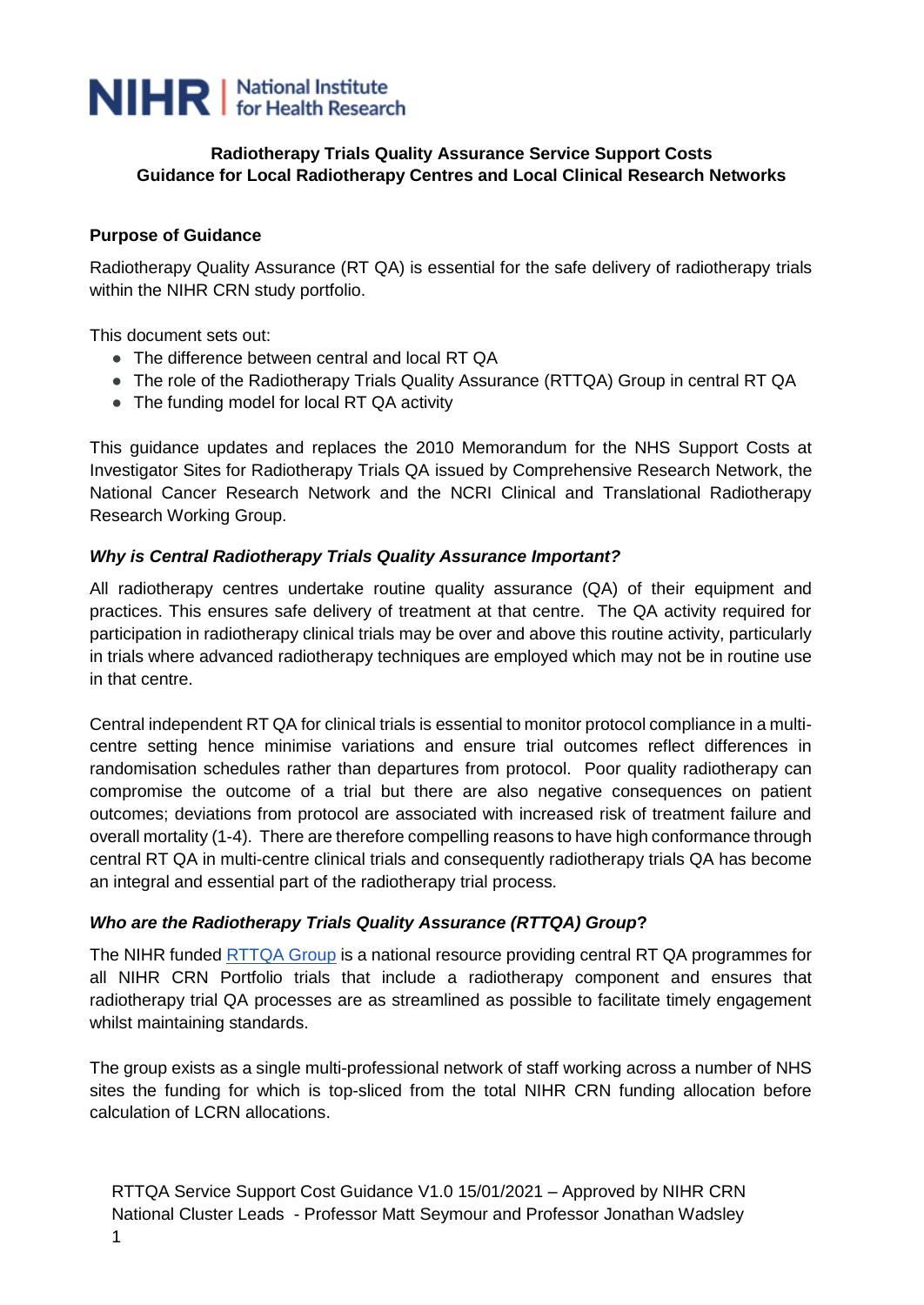**Radiotherapy Trials Quality Assurance Service Support Costs**
**Guidance for Local Radiotherapy Centres and Local Clinical Research Networks**

## Purpose of Guidance

Radiotherapy Quality Assurance (RT QA) is essential for the safe delivery of radiotherapy trials within the NIHR CRN study portfolio.

This document sets out:

- The difference between central and local RT QA
- The role of the Radiotherapy Trials Quality Assurance (RTTQA) Group in central RT QA
- The funding model for local RT QA activity

This guidance updates and replaces the 2010 Memorandum for the NHS Support Costs at Investigator Sites for Radiotherapy Trials QA issued by Comprehensive Research Network, the National Cancer Research Network and the NCRI Clinical and Translational Radiotherapy Research Working Group.

### *Why is Central Radiotherapy Trials Quality Assurance Important?*

All radiotherapy centres undertake routine quality assurance (QA) of their equipment and practices. This ensures safe delivery of treatment at that centre. The QA activity required for participation in radiotherapy clinical trials may be over and above this routine activity, particularly in trials where advanced radiotherapy techniques are employed which may not be in routine use in that centre.

Central independent RT QA for clinical trials is essential to monitor protocol compliance in a multi-centre setting hence minimise variations and ensure trial outcomes reflect differences in randomisation schedules rather than departures from protocol. Poor quality radiotherapy can compromise the outcome of a trial but there are also negative consequences on patient outcomes; deviations from protocol are associated with increased risk of treatment failure and overall mortality (1-4). There are therefore compelling reasons to have high conformance through central RT QA in multi-centre clinical trials and consequently radiotherapy trials QA has become an integral and essential part of the radiotherapy trial process.

### *Who are the Radiotherapy Trials Quality Assurance (RTTQA) Group***?**

The NIHR funded RTTQA Group is a national resource providing central RT QA programmes for all NIHR CRN Portfolio trials that include a radiotherapy component and ensures that radiotherapy trial QA processes are as streamlined as possible to facilitate timely engagement whilst maintaining standards.

The group exists as a single multi-professional network of staff working across a number of NHS sites the funding for which is top-sliced from the total NIHR CRN funding allocation before calculation of LCRN allocations.

RTTQA Service Support Cost Guidance V1.0 15/01/2021 – Approved by NIHR CRN National Cluster Leads - Professor Matt Seymour and Professor Jonathan Wadsley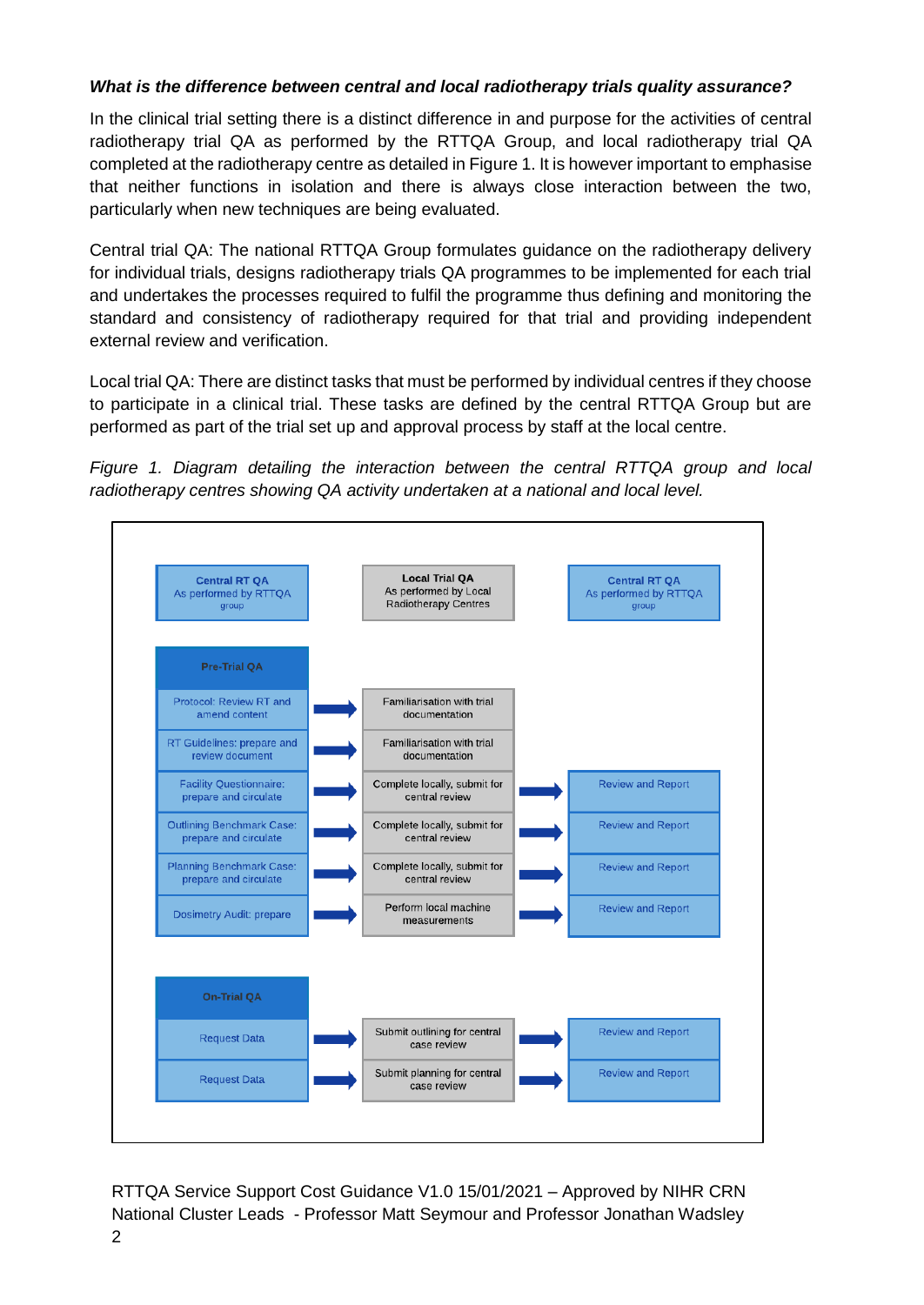***What is the difference between central and local radiotherapy trials quality assurance?***

In the clinical trial setting there is a distinct difference in and purpose for the activities of central radiotherapy trial QA as performed by the RTTQA Group, and local radiotherapy trial QA completed at the radiotherapy centre as detailed in Figure 1. It is however important to emphasise that neither functions in isolation and there is always close interaction between the two, particularly when new techniques are being evaluated.

Central trial QA: The national RTTQA Group formulates guidance on the radiotherapy delivery for individual trials, designs radiotherapy trials QA programmes to be implemented for each trial and undertakes the processes required to fulfil the programme thus defining and monitoring the standard and consistency of radiotherapy required for that trial and providing independent external review and verification.

Local trial QA: There are distinct tasks that must be performed by individual centres if they choose to participate in a clinical trial. These tasks are defined by the central RTTQA Group but are performed as part of the trial set up and approval process by staff at the local centre.

*Figure 1. Diagram detailing the interaction between the central RTTQA group and local radiotherapy centres showing QA activity undertaken at a national and local level.*

| Central RT QA As performed by RTTQA group | Local Trial QA As performed by Local Radiotherapy Centres | Central RT QA As performed by RTTQA group |
|---|---|---|
| **Pre-Trial QA** | | |
| Protocol: Review RT and amend content | Familiarisation with trial documentation | |
| RT Guidelines: prepare and review document | Familiarisation with trial documentation | |
| Facility Questionnaire: prepare and circulate | Complete locally, submit for central review | Review and Report |
| Outlining Benchmark Case: prepare and circulate | Complete locally, submit for central review | Review and Report |
| Planning Benchmark Case: prepare and circulate | Complete locally, submit for central review | Review and Report |
| Dosimetry Audit: prepare | Perform local machine measurements | Review and Report |
| **On-Trial QA** | | |
| Request Data | Submit outlining for central case review | Review and Report |
| Request Data | Submit planning for central case review | Review and Report |

RTTQA Service Support Cost Guidance V1.0 15/01/2021 – Approved by NIHR CRN National Cluster Leads - Professor Matt Seymour and Professor Jonathan Wadsley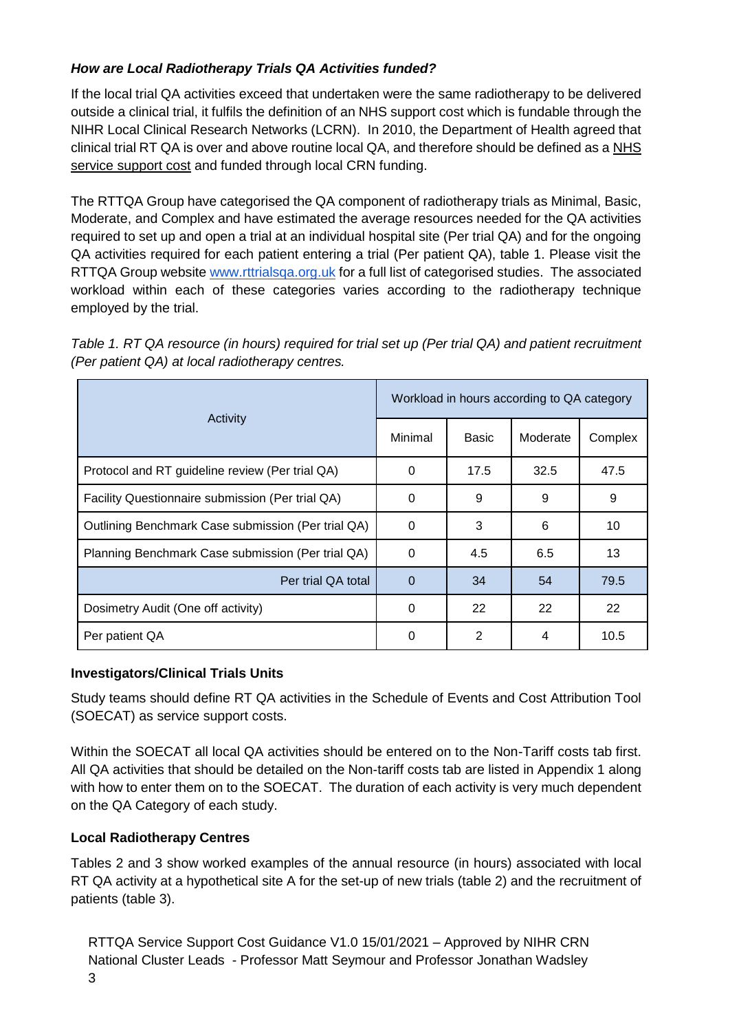### *How are Local Radiotherapy Trials QA Activities funded?*

If the local trial QA activities exceed that undertaken were the same radiotherapy to be delivered outside a clinical trial, it fulfils the definition of an NHS support cost which is fundable through the NIHR Local Clinical Research Networks (LCRN). In 2010, the Department of Health agreed that clinical trial RT QA is over and above routine local QA, and therefore should be defined as a NHS service support cost and funded through local CRN funding.

The RTTQA Group have categorised the QA component of radiotherapy trials as Minimal, Basic, Moderate, and Complex and have estimated the average resources needed for the QA activities required to set up and open a trial at an individual hospital site (Per trial QA) and for the ongoing QA activities required for each patient entering a trial (Per patient QA), table 1. Please visit the RTTQA Group website www.rttrialsqa.org.uk for a full list of categorised studies. The associated workload within each of these categories varies according to the radiotherapy technique employed by the trial.

*Table 1. RT QA resource (in hours) required for trial set up (Per trial QA) and patient recruitment (Per patient QA) at local radiotherapy centres.*

| Activity | Workload in hours according to QA category | | | |
|---|---|---|---|---|
| | Minimal | Basic | Moderate | Complex |
| Protocol and RT guideline review (Per trial QA) | 0 | 17.5 | 32.5 | 47.5 |
| Facility Questionnaire submission (Per trial QA) | 0 | 9 | 9 | 9 |
| Outlining Benchmark Case submission (Per trial QA) | 0 | 3 | 6 | 10 |
| Planning Benchmark Case submission (Per trial QA) | 0 | 4.5 | 6.5 | 13 |
| Per trial QA total | 0 | 34 | 54 | 79.5 |
| Dosimetry Audit (One off activity) | 0 | 22 | 22 | 22 |
| Per patient QA | 0 | 2 | 4 | 10.5 |

**Investigators/Clinical Trials Units**

Study teams should define RT QA activities in the Schedule of Events and Cost Attribution Tool (SOECAT) as service support costs.

Within the SOECAT all local QA activities should be entered on to the Non-Tariff costs tab first. All QA activities that should be detailed on the Non-tariff costs tab are listed in Appendix 1 along with how to enter them on to the SOECAT. The duration of each activity is very much dependent on the QA Category of each study.

**Local Radiotherapy Centres**

Tables 2 and 3 show worked examples of the annual resource (in hours) associated with local RT QA activity at a hypothetical site A for the set-up of new trials (table 2) and the recruitment of patients (table 3).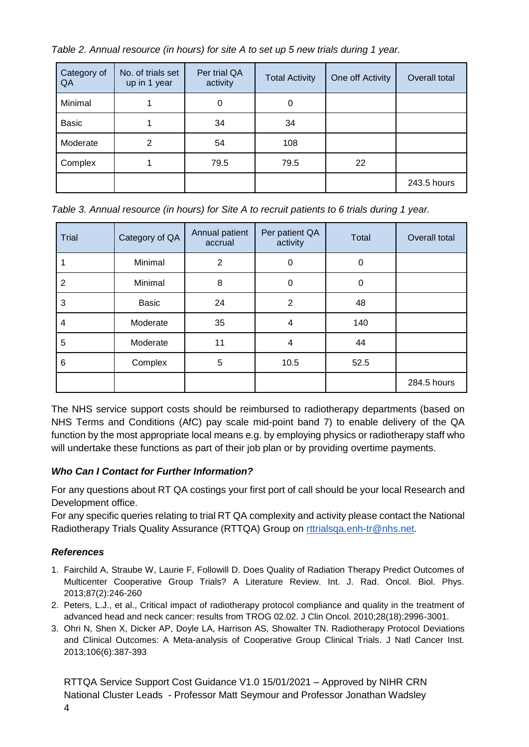*Table 2. Annual resource (in hours) for site A to set up 5 new trials during 1 year.*

| Category of QA | No. of trials set up in 1 year | Per trial QA activity | Total Activity | One off Activity | Overall total |
|---|---|---|---|---|---|
| Minimal | 1 | 0 | 0 | | |
| Basic | 1 | 34 | 34 | | |
| Moderate | 2 | 54 | 108 | | |
| Complex | 1 | 79.5 | 79.5 | 22 | |
| | | | | | 243.5 hours |

*Table 3. Annual resource (in hours) for Site A to recruit patients to 6 trials during 1 year.*

| Trial | Category of QA | Annual patient accrual | Per patient QA activity | Total | Overall total |
|---|---|---|---|---|---|
| 1 | Minimal | 2 | 0 | 0 | |
| 2 | Minimal | 8 | 0 | 0 | |
| 3 | Basic | 24 | 2 | 48 | |
| 4 | Moderate | 35 | 4 | 140 | |
| 5 | Moderate | 11 | 4 | 44 | |
| 6 | Complex | 5 | 10.5 | 52.5 | |
| | | | | | 284.5 hours |

The NHS service support costs should be reimbursed to radiotherapy departments (based on NHS Terms and Conditions (AfC) pay scale mid-point band 7) to enable delivery of the QA function by the most appropriate local means e.g. by employing physics or radiotherapy staff who will undertake these functions as part of their job plan or by providing overtime payments.

### *Who Can I Contact for Further Information?*

For any questions about RT QA costings your first port of call should be your local Research and Development office.

For any specific queries relating to trial RT QA complexity and activity please contact the National Radiotherapy Trials Quality Assurance (RTTQA) Group on rttrialsqa.enh-tr@nhs.net.

### *References*

1. Fairchild A, Straube W, Laurie F, Followill D. Does Quality of Radiation Therapy Predict Outcomes of Multicenter Cooperative Group Trials? A Literature Review. Int. J. Rad. Oncol. Biol. Phys. 2013;87(2):246-260
2. Peters, L.J., et al., Critical impact of radiotherapy protocol compliance and quality in the treatment of advanced head and neck cancer: results from TROG 02.02. J Clin Oncol. 2010;28(18):2996-3001.
3. Ohri N, Shen X, Dicker AP, Doyle LA, Harrison AS, Showalter TN. Radiotherapy Protocol Deviations and Clinical Outcomes: A Meta-analysis of Cooperative Group Clinical Trials. J Natl Cancer Inst. 2013;106(6):387-393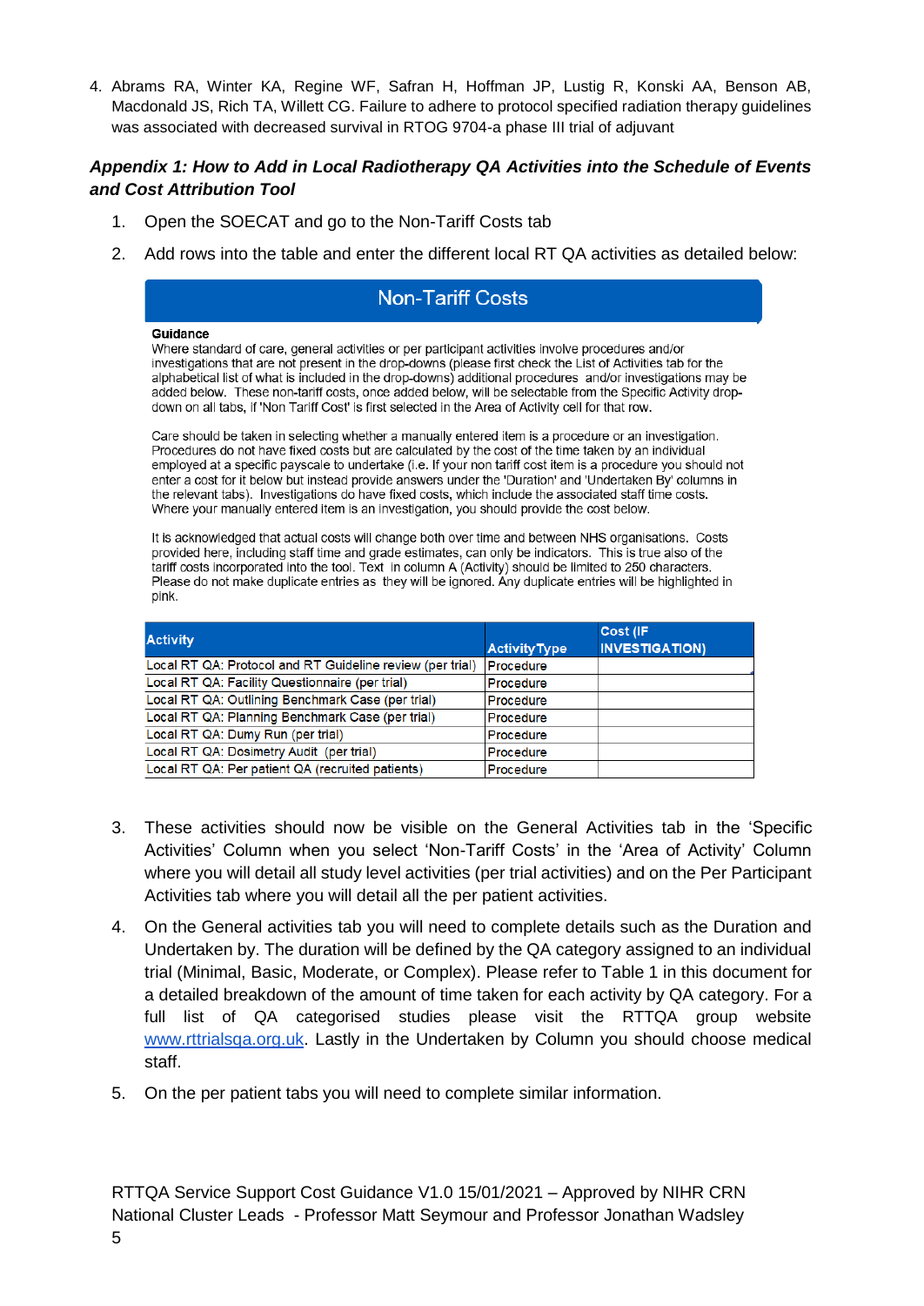4. Abrams RA, Winter KA, Regine WF, Safran H, Hoffman JP, Lustig R, Konski AA, Benson AB, Macdonald JS, Rich TA, Willett CG. Failure to adhere to protocol specified radiation therapy guidelines was associated with decreased survival in RTOG 9704-a phase III trial of adjuvant

### *Appendix 1: How to Add in Local Radiotherapy QA Activities into the Schedule of Events and Cost Attribution Tool*

1. Open the SOECAT and go to the Non-Tariff Costs tab
2. Add rows into the table and enter the different local RT QA activities as detailed below:

**Non-Tariff Costs**

**Guidance**

Where standard of care, general activities or per participant activities involve procedures and/or investigations that are not present in the drop-downs (please first check the List of Activities tab for the alphabetical list of what is included in the drop-downs) additional procedures and/or investigations may be added below. These non-tariff costs, once added below, will be selectable from the Specific Activity drop-down on all tabs, if 'Non Tariff Cost' is first selected in the Area of Activity cell for that row.

Care should be taken in selecting whether a manually entered item is a procedure or an investigation. Procedures do not have fixed costs but are calculated by the cost of the time taken by an individual employed at a specific payscale to undertake (i.e. If your non tariff cost item is a procedure you should not enter a cost for it below but instead provide answers under the 'Duration' and 'Undertaken By' columns in the relevant tabs). Investigations do have fixed costs, which include the associated staff time costs. Where your manually entered item is an investigation, you should provide the cost below.

It is acknowledged that actual costs will change both over time and between NHS organisations. Costs provided here, including staff time and grade estimates, can only be indicators. This is true also of the tariff costs incorporated into the tool. Text in column A (Activity) should be limited to 250 characters. Please do not make duplicate entries as they will be ignored. Any duplicate entries will be highlighted in pink.

| Activity | Activity Type | Cost (IF INVESTIGATION) |
|---|---|---|
| Local RT QA: Protocol and RT Guideline review (per trial) | Procedure | |
| Local RT QA: Facility Questionnaire (per trial) | Procedure | |
| Local RT QA: Outlining Benchmark Case (per trial) | Procedure | |
| Local RT QA: Planning Benchmark Case (per trial) | Procedure | |
| Local RT QA: Dumy Run (per trial) | Procedure | |
| Local RT QA: Dosimetry Audit (per trial) | Procedure | |
| Local RT QA: Per patient QA (recruited patients) | Procedure | |

3. These activities should now be visible on the General Activities tab in the 'Specific Activities' Column when you select 'Non-Tariff Costs' in the 'Area of Activity' Column where you will detail all study level activities (per trial activities) and on the Per Participant Activities tab where you will detail all the per patient activities.
4. On the General activities tab you will need to complete details such as the Duration and Undertaken by. The duration will be defined by the QA category assigned to an individual trial (Minimal, Basic, Moderate, or Complex). Please refer to Table 1 in this document for a detailed breakdown of the amount of time taken for each activity by QA category. For a full list of QA categorised studies please visit the RTTQA group website www.rttrialsqa.org.uk. Lastly in the Undertaken by Column you should choose medical staff.
5. On the per patient tabs you will need to complete similar information.